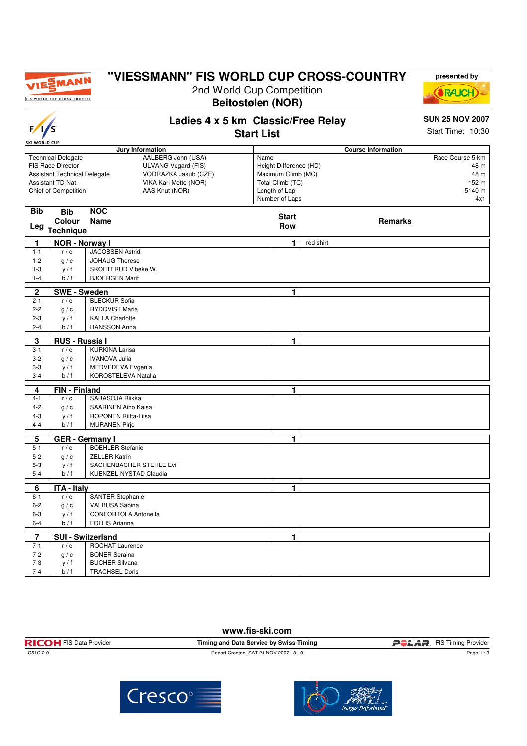# "VIESSMANN" FIS WORLD CUP CROSS-COUNTRY

2nd World Cup Competition

**Beitostølen (NOR)**

presented by RAUCH

## Ladies 4 x 5 km Classic/Free Relay

## Start List

**SUN 25 NOV 2007**

Start Time: 10:30

| Jury Information | |
|---|---|
| Technical Delegate | AALBERG John (USA) |
| FIS Race Director | ULVANG Vegard (FIS) |
| Assistant Technical Delegate | VODRAZKA Jakub (CZE) |
| Assistant TD Nat. | VIKA Kari Mette (NOR) |
| Chief of Competition | AAS Knut (NOR) |

| Course Information | |
|---|---|
| Name | Race Course 5 km |
| Height Difference (HD) | 48 m |
| Maximum Climb (MC) | 48 m |
| Total Climb (TC) | 152 m |
| Length of Lap | 5140 m |
| Number of Laps | 4x1 |

| Bib / Leg | Bib Colour Technique | NOC Name | Start Row | Remarks |
|---|---|---|---|---|
| **1** | | **NOR - Norway I** | **1** | red shirt |
| 1-1 | r / c | JACOBSEN Astrid | | |
| 1-2 | g / c | JOHAUG Therese | | |
| 1-3 | y / f | SKOFTERUD Vibeke W. | | |
| 1-4 | b / f | BJOERGEN Marit | | |
| **2** | | **SWE - Sweden** | **1** | |
| 2-1 | r / c | BLECKUR Sofia | | |
| 2-2 | g / c | RYDQVIST Maria | | |
| 2-3 | y / f | KALLA Charlotte | | |
| 2-4 | b / f | HANSSON Anna | | |
| **3** | | **RUS - Russia I** | **1** | |
| 3-1 | r / c | KURKINA Larisa | | |
| 3-2 | g / c | IVANOVA Julia | | |
| 3-3 | y / f | MEDVEDEVA Evgenia | | |
| 3-4 | b / f | KOROSTELEVA Natalia | | |
| **4** | | **FIN - Finland** | **1** | |
| 4-1 | r / c | SARASOJA Riikka | | |
| 4-2 | g / c | SAARINEN Aino Kaisa | | |
| 4-3 | y / f | ROPONEN Riitta-Liisa | | |
| 4-4 | b / f | MURANEN Pirjo | | |
| **5** | | **GER - Germany I** | **1** | |
| 5-1 | r / c | BOEHLER Stefanie | | |
| 5-2 | g / c | ZELLER Katrin | | |
| 5-3 | y / f | SACHENBACHER STEHLE Evi | | |
| 5-4 | b / f | KUENZEL-NYSTAD Claudia | | |
| **6** | | **ITA - Italy** | **1** | |
| 6-1 | r / c | SANTER Stephanie | | |
| 6-2 | g / c | VALBUSA Sabina | | |
| 6-3 | y / f | CONFORTOLA Antonella | | |
| 6-4 | b / f | FOLLIS Arianna | | |
| **7** | | **SUI - Switzerland** | **1** | |
| 7-1 | r / c | ROCHAT Laurence | | |
| 7-2 | g / c | BONER Seraina | | |
| 7-3 | y / f | BUCHER Silvana | | |
| 7-4 | b / f | TRACHSEL Doris | | |

www.fis-ski.com

RICOH FIS Data Provider | Timing and Data Service by Swiss Timing | POLAR FIS Timing Provider

_C51C 2.0 | Report Created SAT 24 NOV 2007 18:10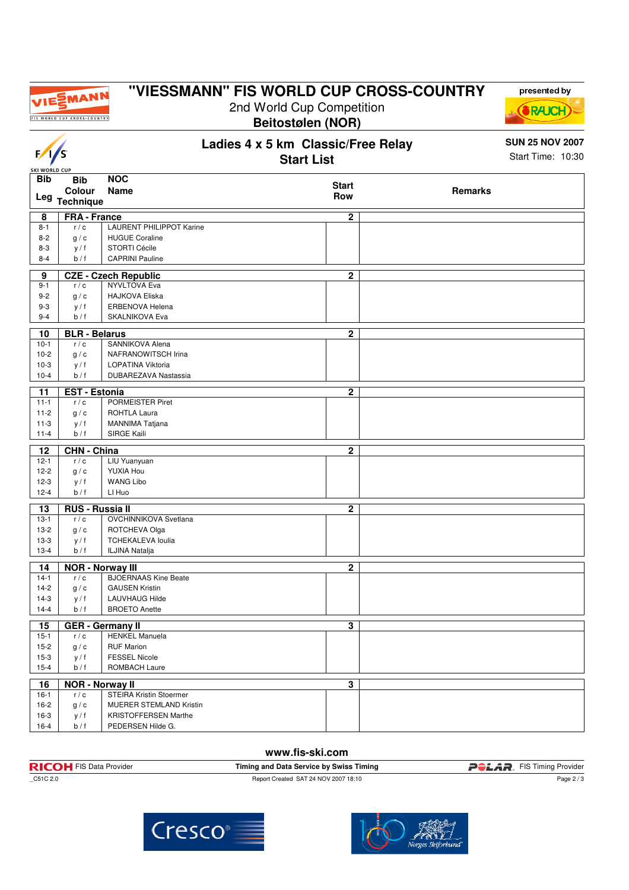# "VIESSMANN" FIS WORLD CUP CROSS-COUNTRY

2nd World Cup Competition

**Beitostølen (NOR)**

presented by RAUCH

## Ladies 4 x 5 km Classic/Free Relay

## Start List

**SUN 25 NOV 2007**

Start Time: 10:30

| Bib / Leg | Bib Colour / Technique | NOC Name | Start Row | Remarks |
|---|---|---|---|---|
| **8** | **FRA - France** | | **2** | |
| 8-1 | r / c | LAURENT PHILIPPOT Karine | | |
| 8-2 | g / c | HUGUE Coraline | | |
| 8-3 | y / f | STORTI Cécile | | |
| 8-4 | b / f | CAPRINI Pauline | | |
| **9** | **CZE - Czech Republic** | | **2** | |
| 9-1 | r / c | NYVLTOVA Eva | | |
| 9-2 | g / c | HAJKOVA Eliska | | |
| 9-3 | y / f | ERBENOVA Helena | | |
| 9-4 | b / f | SKALNIKOVA Eva | | |
| **10** | **BLR - Belarus** | | **2** | |
| 10-1 | r / c | SANNIKOVA Alena | | |
| 10-2 | g / c | NAFRANOWITSCH Irina | | |
| 10-3 | y / f | LOPATINA Viktoria | | |
| 10-4 | b / f | DUBAREZAVA Nastassia | | |
| **11** | **EST - Estonia** | | **2** | |
| 11-1 | r / c | PORMEISTER Piret | | |
| 11-2 | g / c | ROHTLA Laura | | |
| 11-3 | y / f | MANNIMA Tatjana | | |
| 11-4 | b / f | SIRGE Kaili | | |
| **12** | **CHN - China** | | **2** | |
| 12-1 | r / c | LIU Yuanyuan | | |
| 12-2 | g / c | YUXIA Hou | | |
| 12-3 | y / f | WANG Libo | | |
| 12-4 | b / f | LI Huo | | |
| **13** | **RUS - Russia II** | | **2** | |
| 13-1 | r / c | OVCHINNIKOVA Svetlana | | |
| 13-2 | g / c | ROTCHEVA Olga | | |
| 13-3 | y / f | TCHEKALEVA Ioulia | | |
| 13-4 | b / f | ILJINA Natalja | | |
| **14** | **NOR - Norway III** | | **2** | |
| 14-1 | r / c | BJOERNAAS Kine Beate | | |
| 14-2 | g / c | GAUSEN Kristin | | |
| 14-3 | y / f | LAUVHAUG Hilde | | |
| 14-4 | b / f | BROETO Anette | | |
| **15** | **GER - Germany II** | | **3** | |
| 15-1 | r / c | HENKEL Manuela | | |
| 15-2 | g / c | RUF Marion | | |
| 15-3 | y / f | FESSEL Nicole | | |
| 15-4 | b / f | ROMBACH Laure | | |
| **16** | **NOR - Norway II** | | **3** | |
| 16-1 | r / c | STEIRA Kristin Stoermer | | |
| 16-2 | g / c | MUERER STEMLAND Kristin | | |
| 16-3 | y / f | KRISTOFFERSEN Marthe | | |
| 16-4 | b / f | PEDERSEN Hilde G. | | |

www.fis-ski.com

RICOH FIS Data Provider — Timing and Data Service by Swiss Timing — POLAR FIS Timing Provider

_C51C 2.0 — Report Created SAT 24 NOV 2007 18:10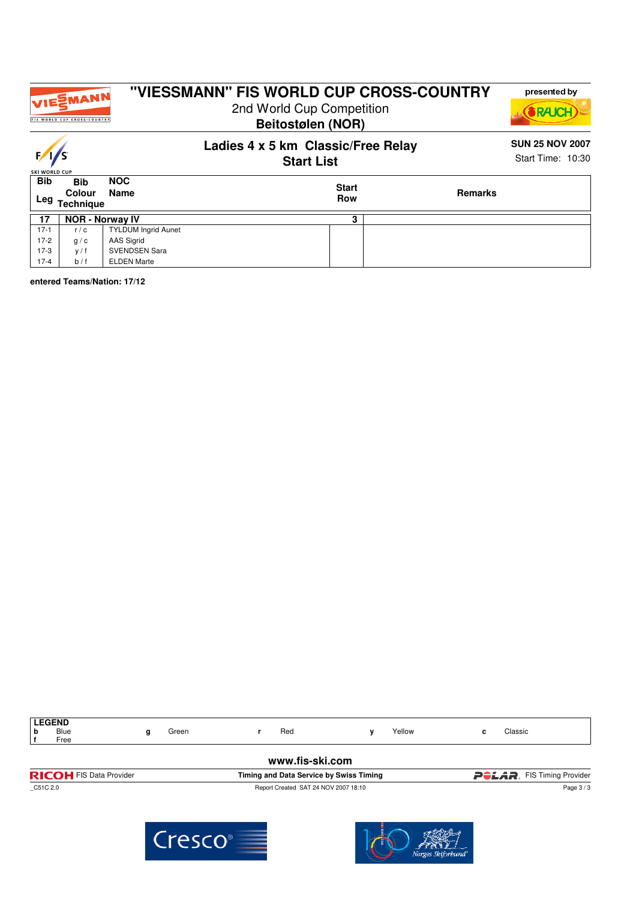# "VIESSMANN" FIS WORLD CUP CROSS-COUNTRY

2nd World Cup Competition

**Beitostølen (NOR)**

## Ladies 4 x 5 km Classic/Free Relay

### Start List

**SUN 25 NOV 2007**

Start Time: 10:30

| Bib / Leg | Bib Colour Technique | NOC Name | Start Row | Remarks |
|---|---|---|---|---|
| **17** | **NOR - Norway IV** | | **3** | |
| 17-1 | r / c | TYLDUM Ingrid Aunet | | |
| 17-2 | g / c | AAS Sigrid | | |
| 17-3 | y / f | SVENDSEN Sara | | |
| 17-4 | b / f | ELDEN Marte | | |

**entered Teams/Nation: 17/12**

| LEGEND | | | | | | | | | |
|---|---|---|---|---|---|---|---|---|---|
| b | Blue | g | Green | r | Red | y | Yellow | c | Classic |
| f | Free | | | | | | | | |

www.fis-ski.com

RICOH FIS Data Provider — Timing and Data Service by Swiss Timing — POLAR FIS Timing Provider

_C51C 2.0 — Report Created SAT 24 NOV 2007 18:10